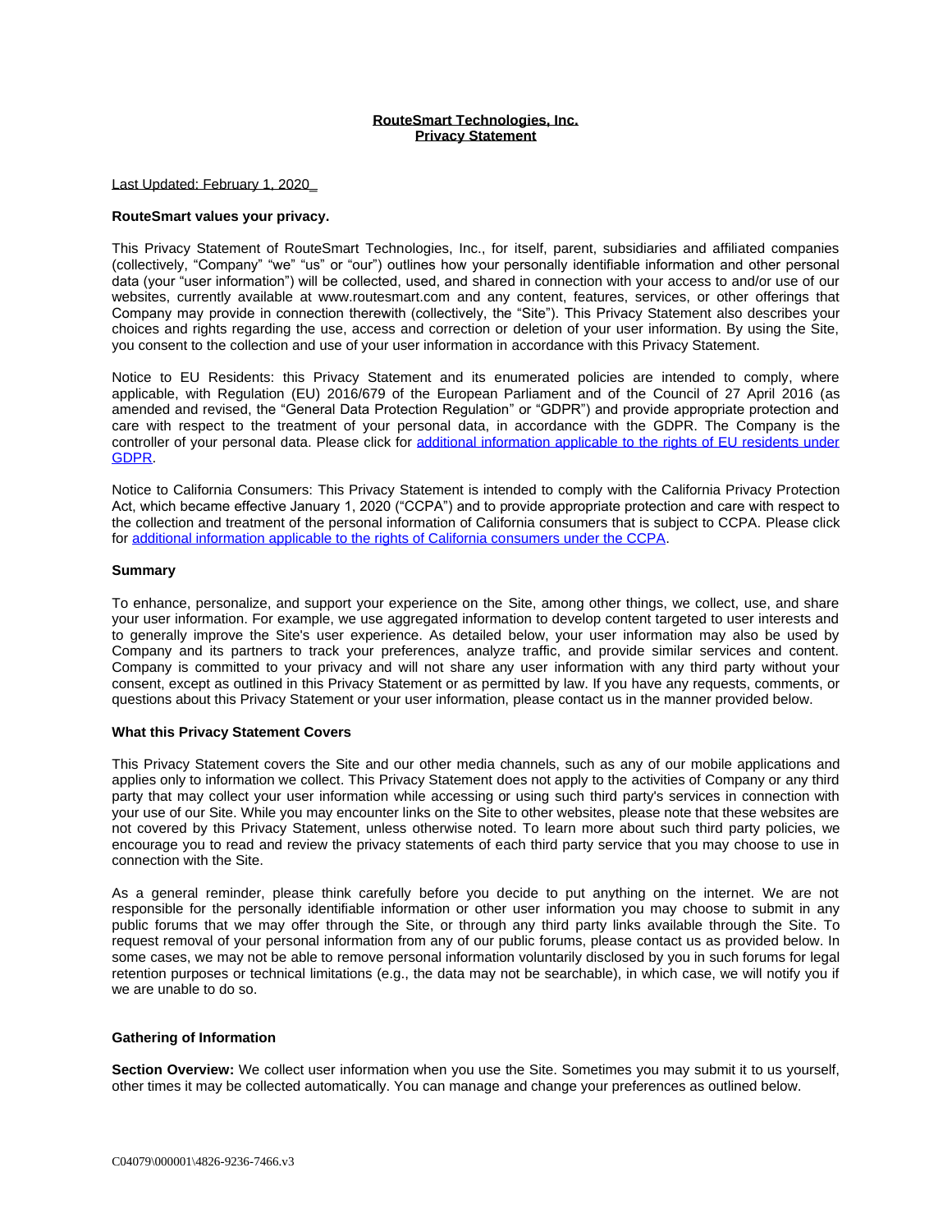**RouteSmart Technologies, Inc.**
**Privacy Statement**

Last Updated: February 1, 2020

**RouteSmart values your privacy.**

This Privacy Statement of RouteSmart Technologies, Inc., for itself, parent, subsidiaries and affiliated companies (collectively, "Company" "we" "us" or "our") outlines how your personally identifiable information and other personal data (your "user information") will be collected, used, and shared in connection with your access to and/or use of our websites, currently available at www.routesmart.com and any content, features, services, or other offerings that Company may provide in connection therewith (collectively, the "Site"). This Privacy Statement also describes your choices and rights regarding the use, access and correction or deletion of your user information. By using the Site, you consent to the collection and use of your user information in accordance with this Privacy Statement.

Notice to EU Residents: this Privacy Statement and its enumerated policies are intended to comply, where applicable, with Regulation (EU) 2016/679 of the European Parliament and of the Council of 27 April 2016 (as amended and revised, the "General Data Protection Regulation" or "GDPR") and provide appropriate protection and care with respect to the treatment of your personal data, in accordance with the GDPR. The Company is the controller of your personal data. Please click for additional information applicable to the rights of EU residents under GDPR.

Notice to California Consumers: This Privacy Statement is intended to comply with the California Privacy Protection Act, which became effective January 1, 2020 ("CCPA") and to provide appropriate protection and care with respect to the collection and treatment of the personal information of California consumers that is subject to CCPA. Please click for additional information applicable to the rights of California consumers under the CCPA.

**Summary**

To enhance, personalize, and support your experience on the Site, among other things, we collect, use, and share your user information. For example, we use aggregated information to develop content targeted to user interests and to generally improve the Site's user experience. As detailed below, your user information may also be used by Company and its partners to track your preferences, analyze traffic, and provide similar services and content. Company is committed to your privacy and will not share any user information with any third party without your consent, except as outlined in this Privacy Statement or as permitted by law. If you have any requests, comments, or questions about this Privacy Statement or your user information, please contact us in the manner provided below.

**What this Privacy Statement Covers**

This Privacy Statement covers the Site and our other media channels, such as any of our mobile applications and applies only to information we collect. This Privacy Statement does not apply to the activities of Company or any third party that may collect your user information while accessing or using such third party's services in connection with your use of our Site. While you may encounter links on the Site to other websites, please note that these websites are not covered by this Privacy Statement, unless otherwise noted. To learn more about such third party policies, we encourage you to read and review the privacy statements of each third party service that you may choose to use in connection with the Site.

As a general reminder, please think carefully before you decide to put anything on the internet. We are not responsible for the personally identifiable information or other user information you may choose to submit in any public forums that we may offer through the Site, or through any third party links available through the Site. To request removal of your personal information from any of our public forums, please contact us as provided below. In some cases, we may not be able to remove personal information voluntarily disclosed by you in such forums for legal retention purposes or technical limitations (e.g., the data may not be searchable), in which case, we will notify you if we are unable to do so.

**Gathering of Information**

**Section Overview:** We collect user information when you use the Site. Sometimes you may submit it to us yourself, other times it may be collected automatically. You can manage and change your preferences as outlined below.

C04079\000001\4826-9236-7466.v3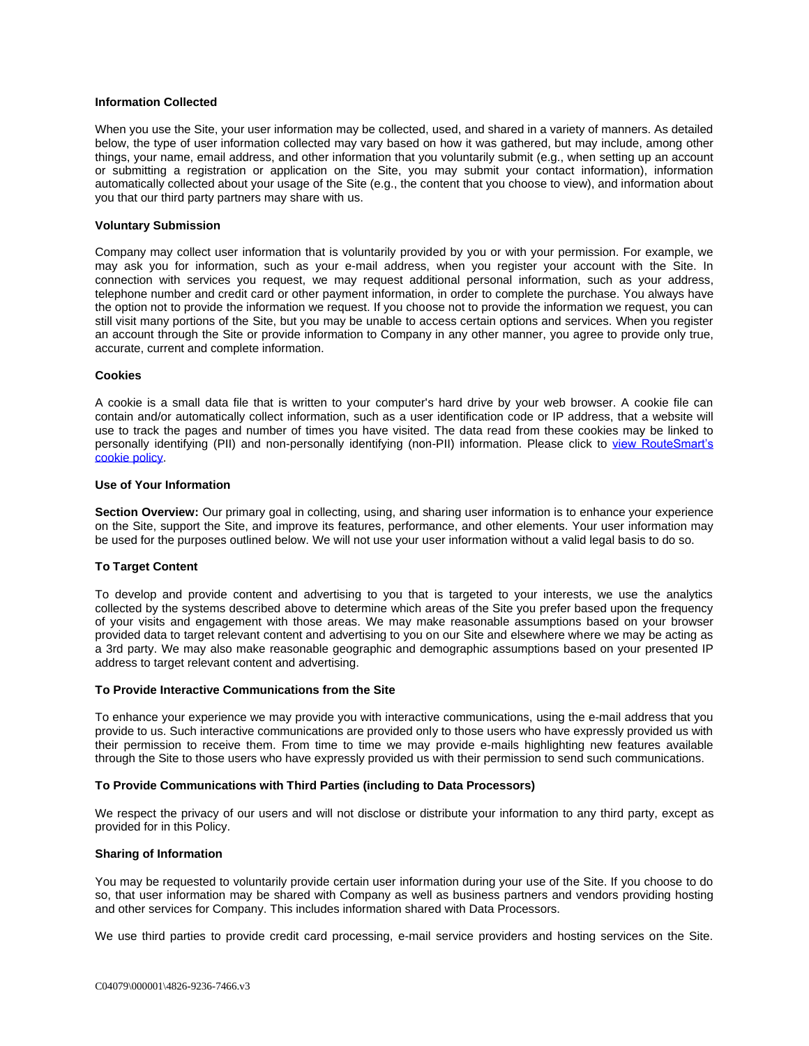**Information Collected**

When you use the Site, your user information may be collected, used, and shared in a variety of manners. As detailed below, the type of user information collected may vary based on how it was gathered, but may include, among other things, your name, email address, and other information that you voluntarily submit (e.g., when setting up an account or submitting a registration or application on the Site, you may submit your contact information), information automatically collected about your usage of the Site (e.g., the content that you choose to view), and information about you that our third party partners may share with us.

**Voluntary Submission**

Company may collect user information that is voluntarily provided by you or with your permission. For example, we may ask you for information, such as your e-mail address, when you register your account with the Site. In connection with services you request, we may request additional personal information, such as your address, telephone number and credit card or other payment information, in order to complete the purchase. You always have the option not to provide the information we request. If you choose not to provide the information we request, you can still visit many portions of the Site, but you may be unable to access certain options and services. When you register an account through the Site or provide information to Company in any other manner, you agree to provide only true, accurate, current and complete information.

**Cookies**

A cookie is a small data file that is written to your computer's hard drive by your web browser. A cookie file can contain and/or automatically collect information, such as a user identification code or IP address, that a website will use to track the pages and number of times you have visited. The data read from these cookies may be linked to personally identifying (PII) and non-personally identifying (non-PII) information. Please click to view RouteSmart's cookie policy.

**Use of Your Information**

**Section Overview:** Our primary goal in collecting, using, and sharing user information is to enhance your experience on the Site, support the Site, and improve its features, performance, and other elements. Your user information may be used for the purposes outlined below. We will not use your user information without a valid legal basis to do so.

**To Target Content**

To develop and provide content and advertising to you that is targeted to your interests, we use the analytics collected by the systems described above to determine which areas of the Site you prefer based upon the frequency of your visits and engagement with those areas. We may make reasonable assumptions based on your browser provided data to target relevant content and advertising to you on our Site and elsewhere where we may be acting as a 3rd party. We may also make reasonable geographic and demographic assumptions based on your presented IP address to target relevant content and advertising.

**To Provide Interactive Communications from the Site**

To enhance your experience we may provide you with interactive communications, using the e-mail address that you provide to us. Such interactive communications are provided only to those users who have expressly provided us with their permission to receive them. From time to time we may provide e-mails highlighting new features available through the Site to those users who have expressly provided us with their permission to send such communications.

**To Provide Communications with Third Parties (including to Data Processors)**

We respect the privacy of our users and will not disclose or distribute your information to any third party, except as provided for in this Policy.

**Sharing of Information**

You may be requested to voluntarily provide certain user information during your use of the Site. If you choose to do so, that user information may be shared with Company as well as business partners and vendors providing hosting and other services for Company. This includes information shared with Data Processors.

We use third parties to provide credit card processing, e-mail service providers and hosting services on the Site.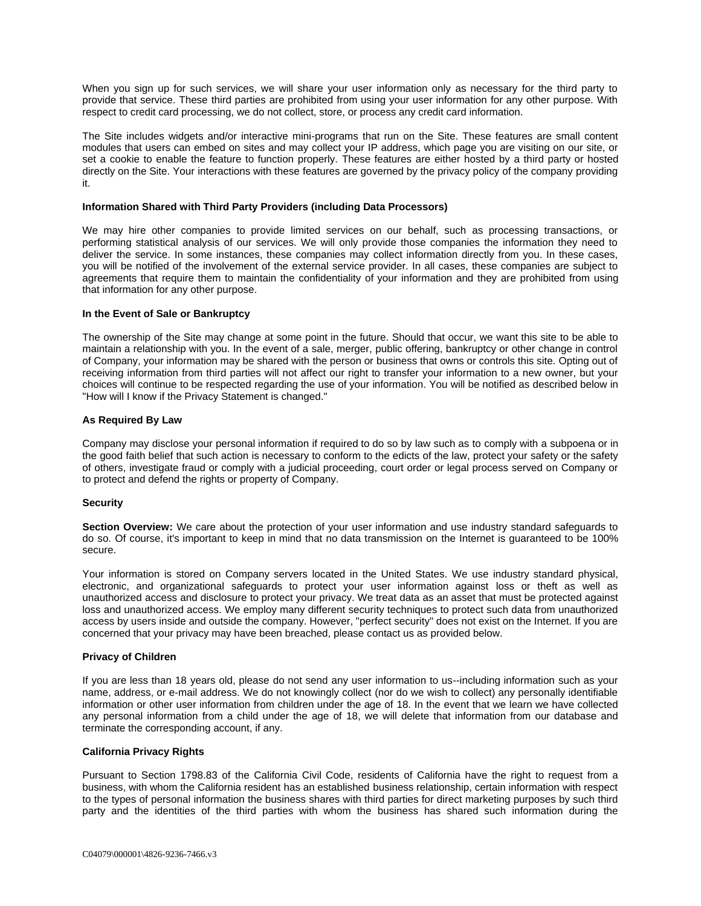When you sign up for such services, we will share your user information only as necessary for the third party to provide that service. These third parties are prohibited from using your user information for any other purpose. With respect to credit card processing, we do not collect, store, or process any credit card information.

The Site includes widgets and/or interactive mini-programs that run on the Site. These features are small content modules that users can embed on sites and may collect your IP address, which page you are visiting on our site, or set a cookie to enable the feature to function properly. These features are either hosted by a third party or hosted directly on the Site. Your interactions with these features are governed by the privacy policy of the company providing it.

**Information Shared with Third Party Providers (including Data Processors)**

We may hire other companies to provide limited services on our behalf, such as processing transactions, or performing statistical analysis of our services. We will only provide those companies the information they need to deliver the service. In some instances, these companies may collect information directly from you. In these cases, you will be notified of the involvement of the external service provider. In all cases, these companies are subject to agreements that require them to maintain the confidentiality of your information and they are prohibited from using that information for any other purpose.

**In the Event of Sale or Bankruptcy**

The ownership of the Site may change at some point in the future. Should that occur, we want this site to be able to maintain a relationship with you. In the event of a sale, merger, public offering, bankruptcy or other change in control of Company, your information may be shared with the person or business that owns or controls this site. Opting out of receiving information from third parties will not affect our right to transfer your information to a new owner, but your choices will continue to be respected regarding the use of your information. You will be notified as described below in "How will I know if the Privacy Statement is changed."

**As Required By Law**

Company may disclose your personal information if required to do so by law such as to comply with a subpoena or in the good faith belief that such action is necessary to conform to the edicts of the law, protect your safety or the safety of others, investigate fraud or comply with a judicial proceeding, court order or legal process served on Company or to protect and defend the rights or property of Company.

**Security**

**Section Overview:** We care about the protection of your user information and use industry standard safeguards to do so. Of course, it's important to keep in mind that no data transmission on the Internet is guaranteed to be 100% secure.

Your information is stored on Company servers located in the United States. We use industry standard physical, electronic, and organizational safeguards to protect your user information against loss or theft as well as unauthorized access and disclosure to protect your privacy. We treat data as an asset that must be protected against loss and unauthorized access. We employ many different security techniques to protect such data from unauthorized access by users inside and outside the company. However, "perfect security" does not exist on the Internet. If you are concerned that your privacy may have been breached, please contact us as provided below.

**Privacy of Children**

If you are less than 18 years old, please do not send any user information to us--including information such as your name, address, or e-mail address. We do not knowingly collect (nor do we wish to collect) any personally identifiable information or other user information from children under the age of 18. In the event that we learn we have collected any personal information from a child under the age of 18, we will delete that information from our database and terminate the corresponding account, if any.

**California Privacy Rights**

Pursuant to Section 1798.83 of the California Civil Code, residents of California have the right to request from a business, with whom the California resident has an established business relationship, certain information with respect to the types of personal information the business shares with third parties for direct marketing purposes by such third party and the identities of the third parties with whom the business has shared such information during the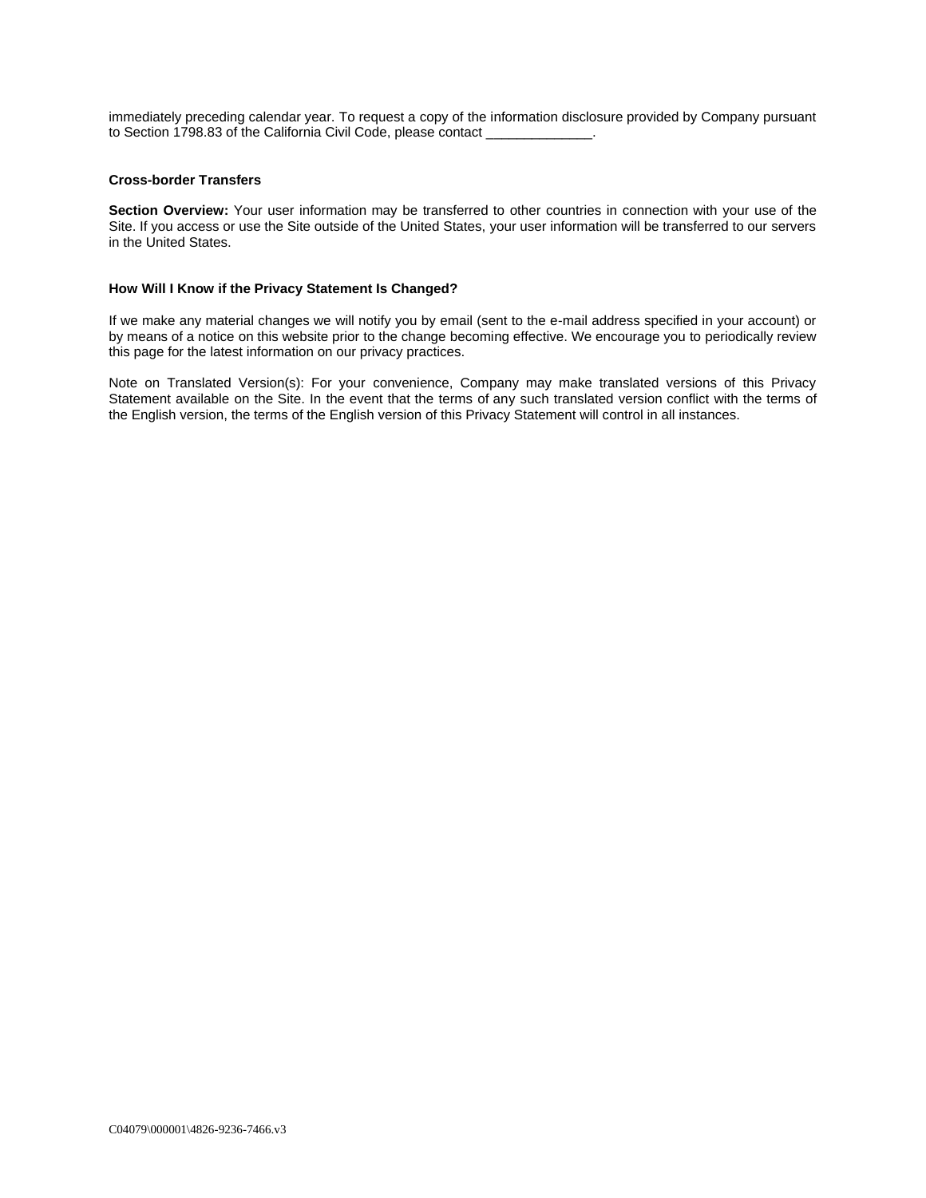immediately preceding calendar year. To request a copy of the information disclosure provided by Company pursuant to Section 1798.83 of the California Civil Code, please contact ______________.

**Cross-border Transfers**

**Section Overview:** Your user information may be transferred to other countries in connection with your use of the Site. If you access or use the Site outside of the United States, your user information will be transferred to our servers in the United States.

**How Will I Know if the Privacy Statement Is Changed?**

If we make any material changes we will notify you by email (sent to the e-mail address specified in your account) or by means of a notice on this website prior to the change becoming effective. We encourage you to periodically review this page for the latest information on our privacy practices.

Note on Translated Version(s): For your convenience, Company may make translated versions of this Privacy Statement available on the Site. In the event that the terms of any such translated version conflict with the terms of the English version, the terms of the English version of this Privacy Statement will control in all instances.